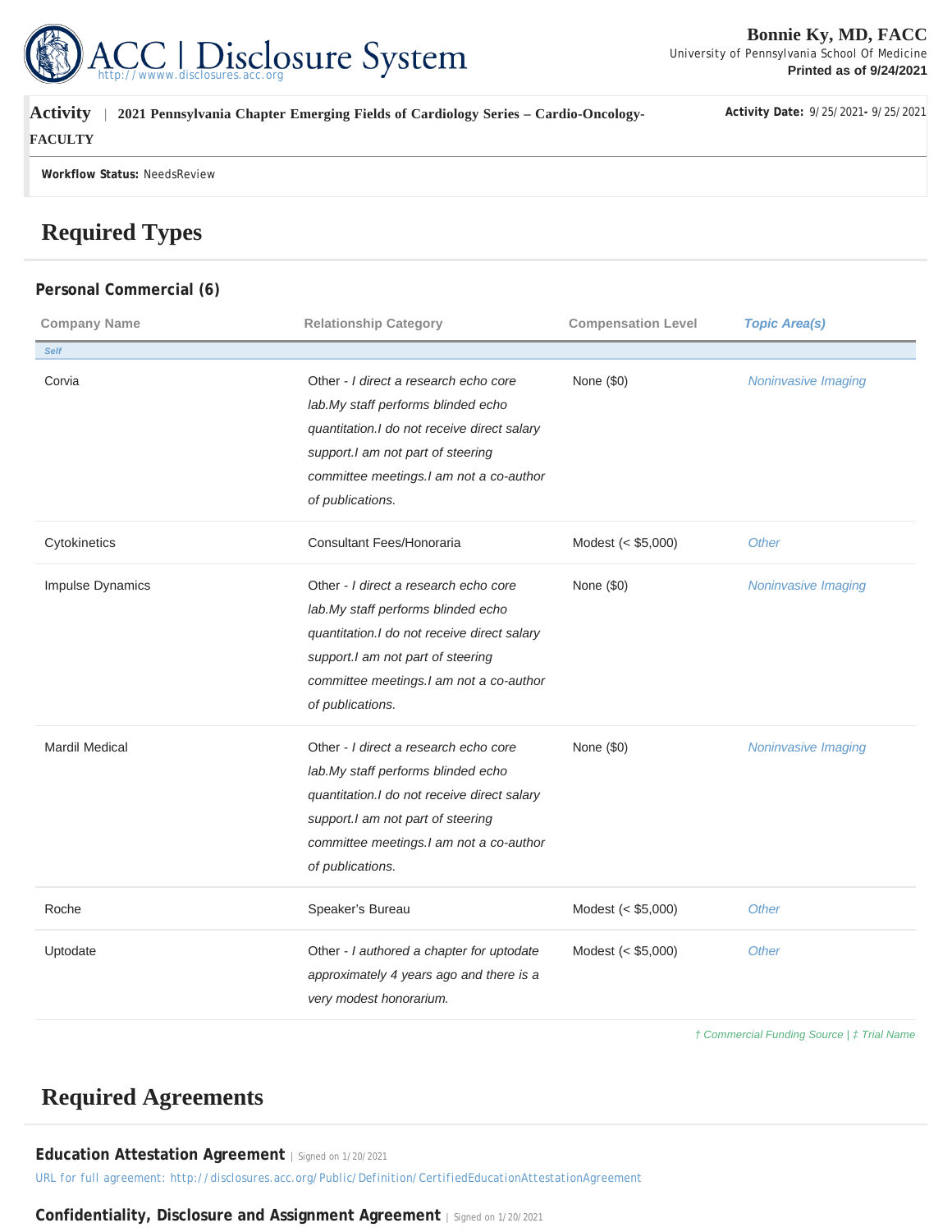# ACC | Disclosure System

http://wwww.disclosures.acc.org

**Bonnie Ky, MD, FACC**
University of Pennsylvania School Of Medicine
**Printed as of 9/24/2021**

**Activity** | **2021 Pennsylvania Chapter Emerging Fields of Cardiology Series – Cardio-Oncology-FACULTY**

**Activity Date:** 9/25/2021- 9/25/2021

**Workflow Status:** NeedsReview

## Required Types

### Personal Commercial (6)

| Company Name | Relationship Category | Compensation Level | Topic Area(s) |
|---|---|---|---|
| *Self* | | | |
| Corvia | Other - *I direct a research echo core lab.My staff performs blinded echo quantitation.I do not receive direct salary support.I am not part of steering committee meetings.I am not a co-author of publications.* | None ($0) | *Noninvasive Imaging* |
| Cytokinetics | Consultant Fees/Honoraria | Modest (< $5,000) | *Other* |
| Impulse Dynamics | Other - *I direct a research echo core lab.My staff performs blinded echo quantitation.I do not receive direct salary support.I am not part of steering committee meetings.I am not a co-author of publications.* | None ($0) | *Noninvasive Imaging* |
| Mardil Medical | Other - *I direct a research echo core lab.My staff performs blinded echo quantitation.I do not receive direct salary support.I am not part of steering committee meetings.I am not a co-author of publications.* | None ($0) | *Noninvasive Imaging* |
| Roche | Speaker's Bureau | Modest (< $5,000) | *Other* |
| Uptodate | Other - *I authored a chapter for uptodate approximately 4 years ago and there is a very modest honorarium.* | Modest (< $5,000) | *Other* |

*† Commercial Funding Source | ‡ Trial Name*

## Required Agreements

**Education Attestation Agreement** | Signed on 1/20/2021

URL for full agreement: http://disclosures.acc.org/Public/Definition/CertifiedEducationAttestationAgreement

**Confidentiality, Disclosure and Assignment Agreement** | Signed on 1/20/2021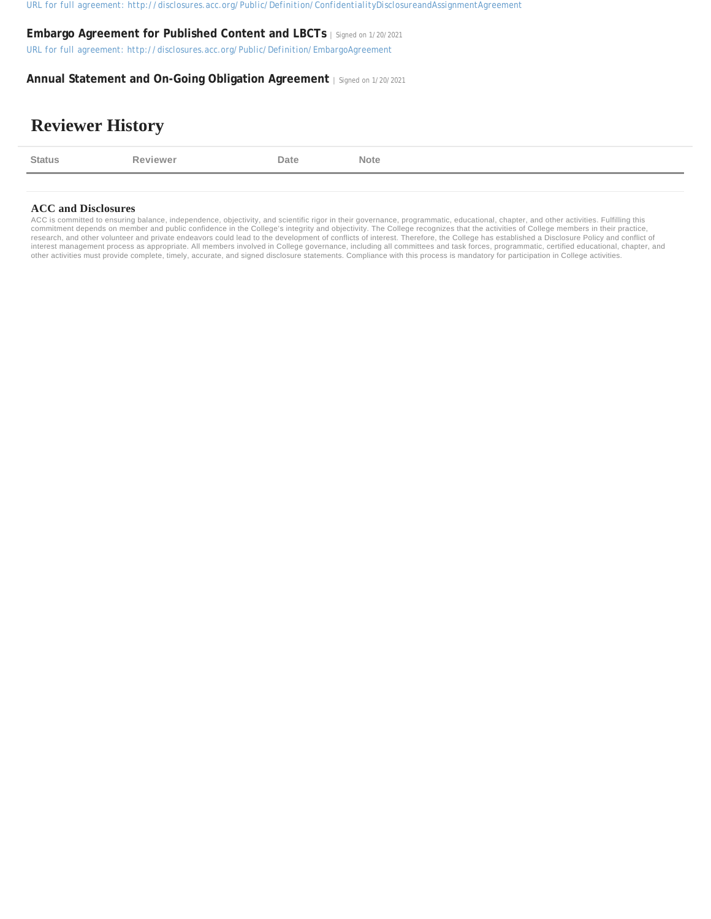URL for full agreement: http://disclosures.acc.org/Public/Definition/ConfidentialityDisclosureandAssignmentAgreement

**Embargo Agreement for Published Content and LBCTs** | Signed on 1/20/2021

URL for full agreement: http://disclosures.acc.org/Public/Definition/EmbargoAgreement

**Annual Statement and On-Going Obligation Agreement** | Signed on 1/20/2021

# Reviewer History

| Status | Reviewer | Date | Note |
|---|---|---|---|

### ACC and Disclosures

ACC is committed to ensuring balance, independence, objectivity, and scientific rigor in their governance, programmatic, educational, chapter, and other activities. Fulfilling this commitment depends on member and public confidence in the College's integrity and objectivity. The College recognizes that the activities of College members in their practice, research, and other volunteer and private endeavors could lead to the development of conflicts of interest. Therefore, the College has established a Disclosure Policy and conflict of interest management process as appropriate. All members involved in College governance, including all committees and task forces, programmatic, certified educational, chapter, and other activities must provide complete, timely, accurate, and signed disclosure statements. Compliance with this process is mandatory for participation in College activities.